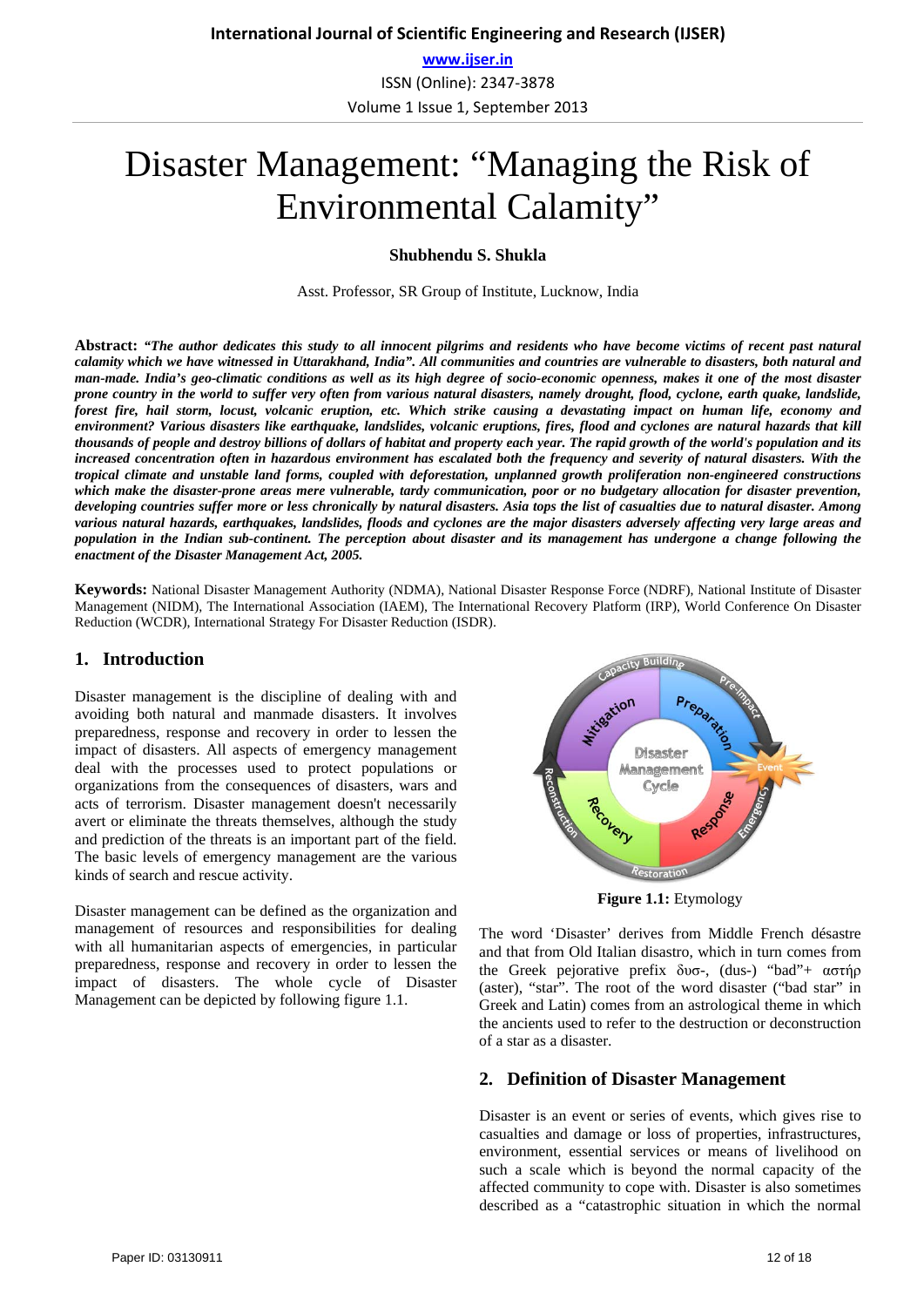# Disaster Management: "Managing the Risk of Environmental Calamity"

**Shubhendu S. Shukla**

Asst. Professor, SR Group of Institute, Lucknow, India

**Abstract:** ***"The author dedicates this study to all innocent pilgrims and residents who have become victims of recent past natural calamity which we have witnessed in Uttarakhand, India". All communities and countries are vulnerable to disasters, both natural and man-made. India's geo-climatic conditions as well as its high degree of socio-economic openness, makes it one of the most disaster prone country in the world to suffer very often from various natural disasters, namely drought, flood, cyclone, earth quake, landslide, forest fire, hail storm, locust, volcanic eruption, etc. Which strike causing a devastating impact on human life, economy and environment? Various disasters like earthquake, landslides, volcanic eruptions, fires, flood and cyclones are natural hazards that kill thousands of people and destroy billions of dollars of habitat and property each year. The rapid growth of the world's population and its increased concentration often in hazardous environment has escalated both the frequency and severity of natural disasters. With the tropical climate and unstable land forms, coupled with deforestation, unplanned growth proliferation non-engineered constructions which make the disaster-prone areas mere vulnerable, tardy communication, poor or no budgetary allocation for disaster prevention, developing countries suffer more or less chronically by natural disasters. Asia tops the list of casualties due to natural disaster. Among various natural hazards, earthquakes, landslides, floods and cyclones are the major disasters adversely affecting very large areas and population in the Indian sub-continent. The perception about disaster and its management has undergone a change following the enactment of the Disaster Management Act, 2005.***

**Keywords:** National Disaster Management Authority (NDMA), National Disaster Response Force (NDRF), National Institute of Disaster Management (NIDM), The International Association (IAEM), The International Recovery Platform (IRP), World Conference On Disaster Reduction (WCDR), International Strategy For Disaster Reduction (ISDR).

## 1. Introduction

Disaster management is the discipline of dealing with and avoiding both natural and manmade disasters. It involves preparedness, response and recovery in order to lessen the impact of disasters. All aspects of emergency management deal with the processes used to protect populations or organizations from the consequences of disasters, wars and acts of terrorism. Disaster management doesn't necessarily avert or eliminate the threats themselves, although the study and prediction of the threats is an important part of the field. The basic levels of emergency management are the various kinds of search and rescue activity.

Disaster management can be defined as the organization and management of resources and responsibilities for dealing with all humanitarian aspects of emergencies, in particular preparedness, response and recovery in order to lessen the impact of disasters. The whole cycle of Disaster Management can be depicted by following figure 1.1.

**Figure 1.1:** Etymology

The word 'Disaster' derives from Middle French désastre and that from Old Italian disastro, which in turn comes from the Greek pejorative prefix δυσ-, (dus-) "bad"+ αστήρ (aster), "star". The root of the word disaster ("bad star" in Greek and Latin) comes from an astrological theme in which the ancients used to refer to the destruction or deconstruction of a star as a disaster.

## 2. Definition of Disaster Management

Disaster is an event or series of events, which gives rise to casualties and damage or loss of properties, infrastructures, environment, essential services or means of livelihood on such a scale which is beyond the normal capacity of the affected community to cope with. Disaster is also sometimes described as a "catastrophic situation in which the normal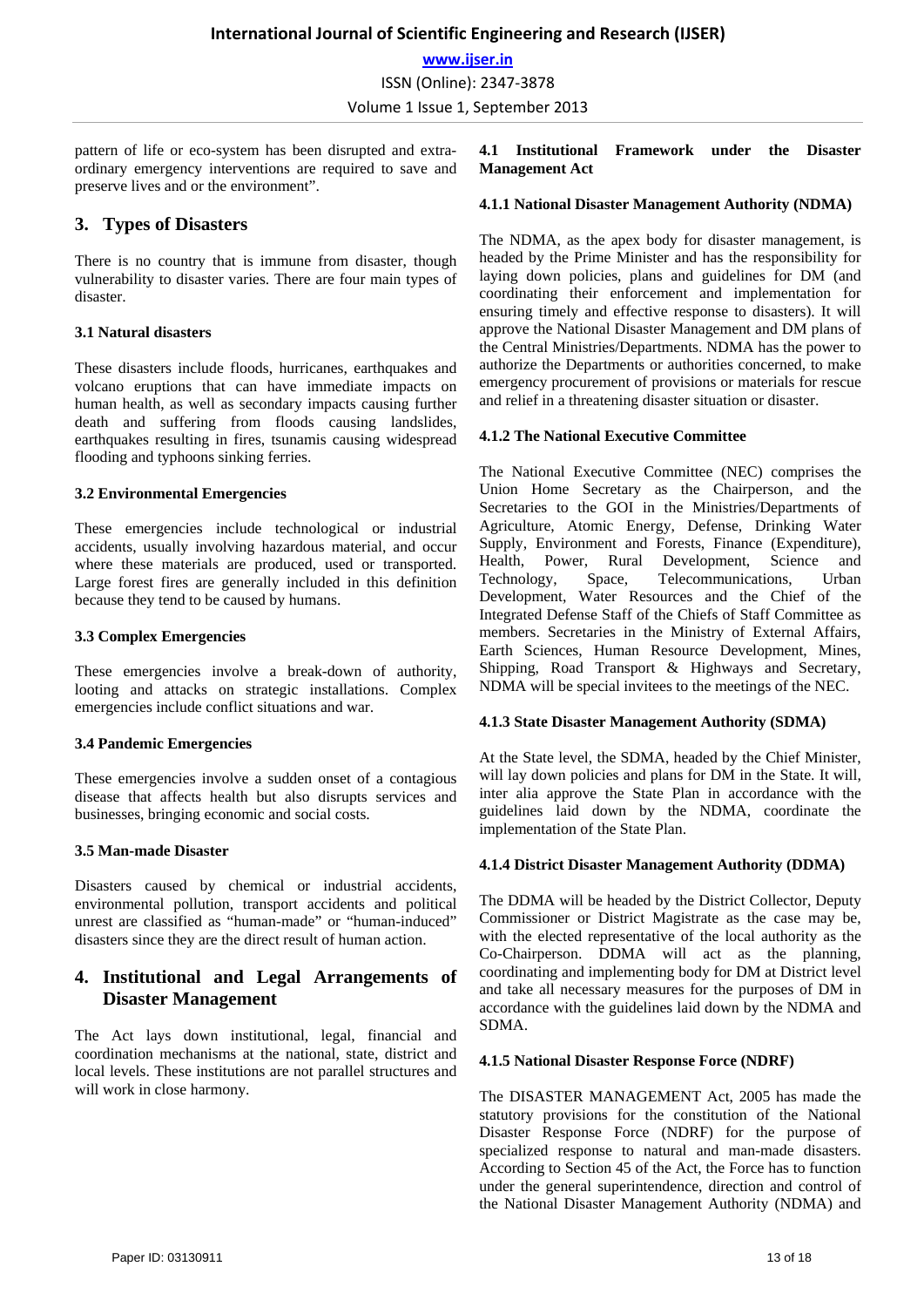pattern of life or eco-system has been disrupted and extra-ordinary emergency interventions are required to save and preserve lives and or the environment".

## 3. Types of Disasters

There is no country that is immune from disaster, though vulnerability to disaster varies. There are four main types of disaster.

### 3.1 Natural disasters

These disasters include floods, hurricanes, earthquakes and volcano eruptions that can have immediate impacts on human health, as well as secondary impacts causing further death and suffering from floods causing landslides, earthquakes resulting in fires, tsunamis causing widespread flooding and typhoons sinking ferries.

### 3.2 Environmental Emergencies

These emergencies include technological or industrial accidents, usually involving hazardous material, and occur where these materials are produced, used or transported. Large forest fires are generally included in this definition because they tend to be caused by humans.

### 3.3 Complex Emergencies

These emergencies involve a break-down of authority, looting and attacks on strategic installations. Complex emergencies include conflict situations and war.

### 3.4 Pandemic Emergencies

These emergencies involve a sudden onset of a contagious disease that affects health but also disrupts services and businesses, bringing economic and social costs.

### 3.5 Man-made Disaster

Disasters caused by chemical or industrial accidents, environmental pollution, transport accidents and political unrest are classified as "human-made" or "human-induced" disasters since they are the direct result of human action.

## 4. Institutional and Legal Arrangements of Disaster Management

The Act lays down institutional, legal, financial and coordination mechanisms at the national, state, district and local levels. These institutions are not parallel structures and will work in close harmony.

### 4.1 Institutional Framework under the Disaster Management Act

#### 4.1.1 National Disaster Management Authority (NDMA)

The NDMA, as the apex body for disaster management, is headed by the Prime Minister and has the responsibility for laying down policies, plans and guidelines for DM (and coordinating their enforcement and implementation for ensuring timely and effective response to disasters). It will approve the National Disaster Management and DM plans of the Central Ministries/Departments. NDMA has the power to authorize the Departments or authorities concerned, to make emergency procurement of provisions or materials for rescue and relief in a threatening disaster situation or disaster.

#### 4.1.2 The National Executive Committee

The National Executive Committee (NEC) comprises the Union Home Secretary as the Chairperson, and the Secretaries to the GOI in the Ministries/Departments of Agriculture, Atomic Energy, Defense, Drinking Water Supply, Environment and Forests, Finance (Expenditure), Health, Power, Rural Development, Science and Technology, Space, Telecommunications, Urban Development, Water Resources and the Chief of the Integrated Defense Staff of the Chiefs of Staff Committee as members. Secretaries in the Ministry of External Affairs, Earth Sciences, Human Resource Development, Mines, Shipping, Road Transport & Highways and Secretary, NDMA will be special invitees to the meetings of the NEC.

#### 4.1.3 State Disaster Management Authority (SDMA)

At the State level, the SDMA, headed by the Chief Minister, will lay down policies and plans for DM in the State. It will, inter alia approve the State Plan in accordance with the guidelines laid down by the NDMA, coordinate the implementation of the State Plan.

#### 4.1.4 District Disaster Management Authority (DDMA)

The DDMA will be headed by the District Collector, Deputy Commissioner or District Magistrate as the case may be, with the elected representative of the local authority as the Co-Chairperson. DDMA will act as the planning, coordinating and implementing body for DM at District level and take all necessary measures for the purposes of DM in accordance with the guidelines laid down by the NDMA and SDMA.

#### 4.1.5 National Disaster Response Force (NDRF)

The DISASTER MANAGEMENT Act, 2005 has made the statutory provisions for the constitution of the National Disaster Response Force (NDRF) for the purpose of specialized response to natural and man-made disasters. According to Section 45 of the Act, the Force has to function under the general superintendence, direction and control of the National Disaster Management Authority (NDMA) and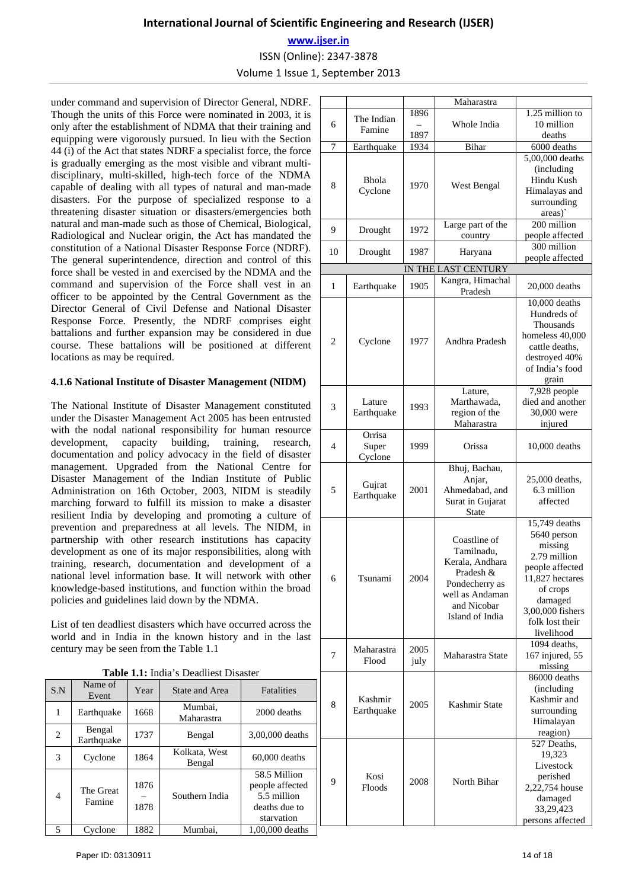under command and supervision of Director General, NDRF. Though the units of this Force were nominated in 2003, it is only after the establishment of NDMA that their training and equipping were vigorously pursued. In lieu with the Section 44 (i) of the Act that states NDRF a specialist force, the force is gradually emerging as the most visible and vibrant multi-disciplinary, multi-skilled, high-tech force of the NDMA capable of dealing with all types of natural and man-made disasters. For the purpose of specialized response to a threatening disaster situation or disasters/emergencies both natural and man-made such as those of Chemical, Biological, Radiological and Nuclear origin, the Act has mandated the constitution of a National Disaster Response Force (NDRF). The general superintendence, direction and control of this force shall be vested in and exercised by the NDMA and the command and supervision of the Force shall vest in an officer to be appointed by the Central Government as the Director General of Civil Defense and National Disaster Response Force. Presently, the NDRF comprises eight battalions and further expansion may be considered in due course. These battalions will be positioned at different locations as may be required.

**4.1.6 National Institute of Disaster Management (NIDM)**

The National Institute of Disaster Management constituted under the Disaster Management Act 2005 has been entrusted with the nodal national responsibility for human resource development, capacity building, training, research, documentation and policy advocacy in the field of disaster management. Upgraded from the National Centre for Disaster Management of the Indian Institute of Public Administration on 16th October, 2003, NIDM is steadily marching forward to fulfill its mission to make a disaster resilient India by developing and promoting a culture of prevention and preparedness at all levels. The NIDM, in partnership with other research institutions has capacity development as one of its major responsibilities, along with training, research, documentation and development of a national level information base. It will network with other knowledge-based institutions, and function within the broad policies and guidelines laid down by the NDMA.

List of ten deadliest disasters which have occurred across the world and in India in the known history and in the last century may be seen from the Table 1.1

**Table 1.1:** India's Deadliest Disaster

| S.N | Name of Event | Year | State and Area | Fatalities |
|---|---|---|---|---|
| 1 | Earthquake | 1668 | Mumbai, Maharastra | 2000 deaths |
| 2 | Bengal Earthquake | 1737 | Bengal | 3,00,000 deaths |
| 3 | Cyclone | 1864 | Kolkata, West Bengal | 60,000 deaths |
| 4 | The Great Famine | 1876 – 1878 | Southern India | 58.5 Million people affected 5.5 million deaths due to starvation |
| 5 | Cyclone | 1882 | Mumbai, Maharastra | 1,00,000 deaths |
| 6 | The Indian Famine | 1896 – 1897 | Whole India | 1.25 million to 10 million deaths |
| 7 | Earthquake | 1934 | Bihar | 6000 deaths |
| 8 | Bhola Cyclone | 1970 | West Bengal | 5,00,000 deaths (including Hindu Kush Himalayas and surrounding areas)` |
| 9 | Drought | 1972 | Large part of the country | 200 million people affected |
| 10 | Drought | 1987 | Haryana | 300 million people affected |
| | | | IN THE LAST CENTURY | |
| 1 | Earthquake | 1905 | Kangra, Himachal Pradesh | 20,000 deaths |
| 2 | Cyclone | 1977 | Andhra Pradesh | 10,000 deaths Hundreds of Thousands homeless 40,000 cattle deaths, destroyed 40% of India's food grain |
| 3 | Lature Earthquake | 1993 | Lature, Marthawada, region of the Maharastra | 7,928 people died and another 30,000 were injured |
| 4 | Orrisa Super Cyclone | 1999 | Orissa | 10,000 deaths |
| 5 | Gujrat Earthquake | 2001 | Bhuj, Bachau, Anjar, Ahmedabad, and Surat in Gujarat State | 25,000 deaths, 6.3 million affected |
| 6 | Tsunami | 2004 | Coastline of Tamilnadu, Kerala, Andhara Pradesh & Pondecherry as well as Andaman and Nicobar Island of India | 15,749 deaths 5640 person missing 2.79 million people affected 11,827 hectares of crops damaged 3,00,000 fishers folk lost their livelihood |
| 7 | Maharastra Flood | 2005 july | Maharastra State | 1094 deaths, 167 injured, 55 missing |
| 8 | Kashmir Earthquake | 2005 | Kashmir State | 86000 deaths (including Kashmir and surrounding Himalayan reagion) |
| 9 | Kosi Floods | 2008 | North Bihar | 527 Deaths, 19,323 Livestock perished 2,22,754 house damaged 33,29,423 persons affected |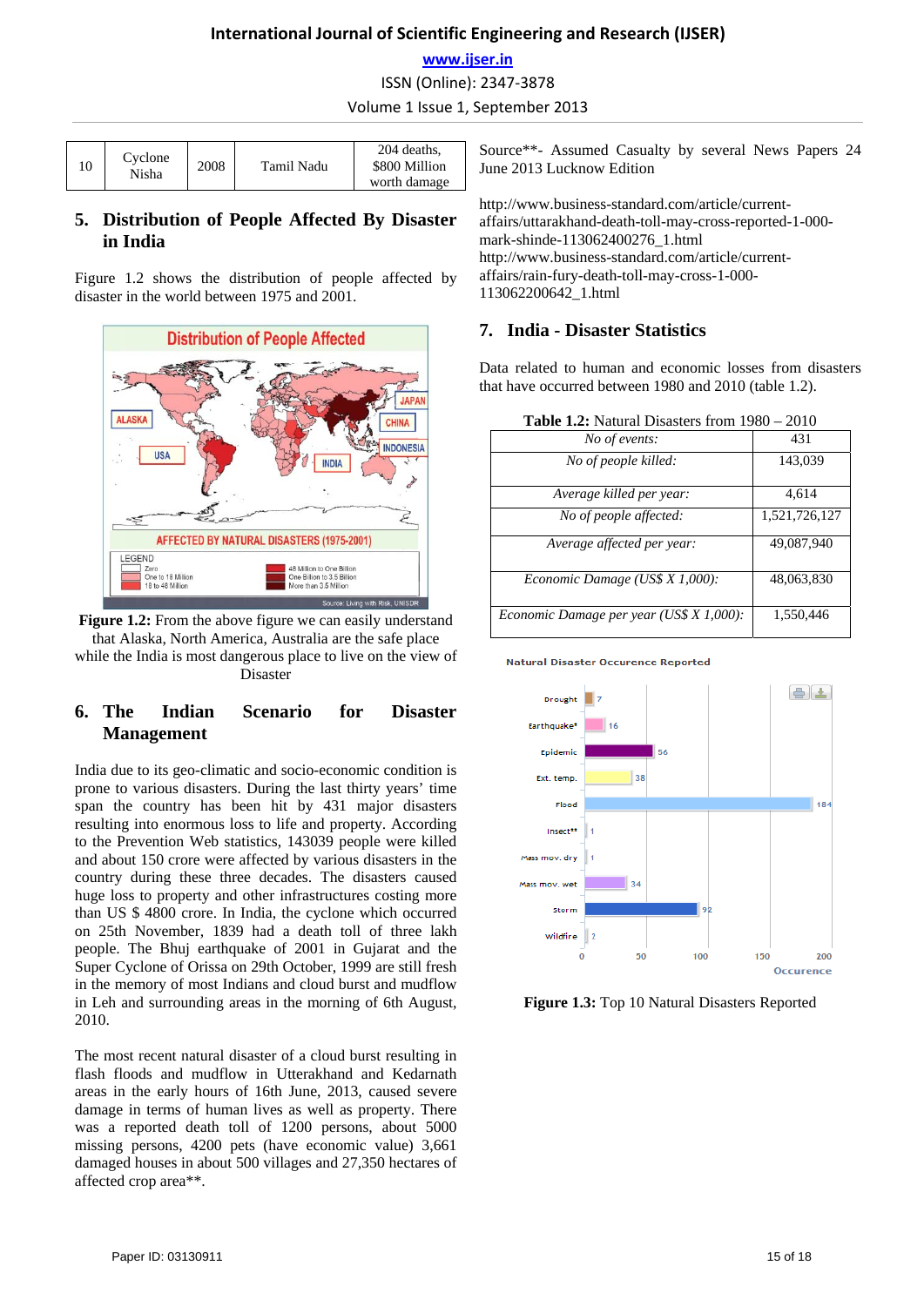| 10 | Cyclone Nisha | 2008 | Tamil Nadu | 204 deaths, \$800 Million worth damage |
|---|---|---|---|---|

## 5. Distribution of People Affected By Disaster in India

Figure 1.2 shows the distribution of people affected by disaster in the world between 1975 and 2001.

**Figure 1.2:** From the above figure we can easily understand that Alaska, North America, Australia are the safe place while the India is most dangerous place to live on the view of Disaster

## 6. The Indian Scenario for Disaster Management

India due to its geo-climatic and socio-economic condition is prone to various disasters. During the last thirty years' time span the country has been hit by 431 major disasters resulting into enormous loss to life and property. According to the Prevention Web statistics, 143039 people were killed and about 150 crore were affected by various disasters in the country during these three decades. The disasters caused huge loss to property and other infrastructures costing more than US \$ 4800 crore. In India, the cyclone which occurred on 25th November, 1839 had a death toll of three lakh people. The Bhuj earthquake of 2001 in Gujarat and the Super Cyclone of Orissa on 29th October, 1999 are still fresh in the memory of most Indians and cloud burst and mudflow in Leh and surrounding areas in the morning of 6th August, 2010.

The most recent natural disaster of a cloud burst resulting in flash floods and mudflow in Utterakhand and Kedarnath areas in the early hours of 16th June, 2013, caused severe damage in terms of human lives as well as property. There was a reported death toll of 1200 persons, about 5000 missing persons, 4200 pets (have economic value) 3,661 damaged houses in about 500 villages and 27,350 hectares of affected crop area**.

Source**- Assumed Casualty by several News Papers 24 June 2013 Lucknow Edition

http://www.business-standard.com/article/current-affairs/uttarakhand-death-toll-may-cross-reported-1-000-mark-shinde-113062400276_1.html
http://www.business-standard.com/article/current-affairs/rain-fury-death-toll-may-cross-1-000-113062200642_1.html

## 7. India - Disaster Statistics

Data related to human and economic losses from disasters that have occurred between 1980 and 2010 (table 1.2).

**Table 1.2:** Natural Disasters from 1980 – 2010

| | |
|---|---|
| *No of events:* | 431 |
| *No of people killed:* | 143,039 |
| *Average killed per year:* | 4,614 |
| *No of people affected:* | 1,521,726,127 |
| *Average affected per year:* | 49,087,940 |
| *Economic Damage (US\$ X 1,000):* | 48,063,830 |
| *Economic Damage per year (US\$ X 1,000):* | 1,550,446 |

**Figure 1.3:** Top 10 Natural Disasters Reported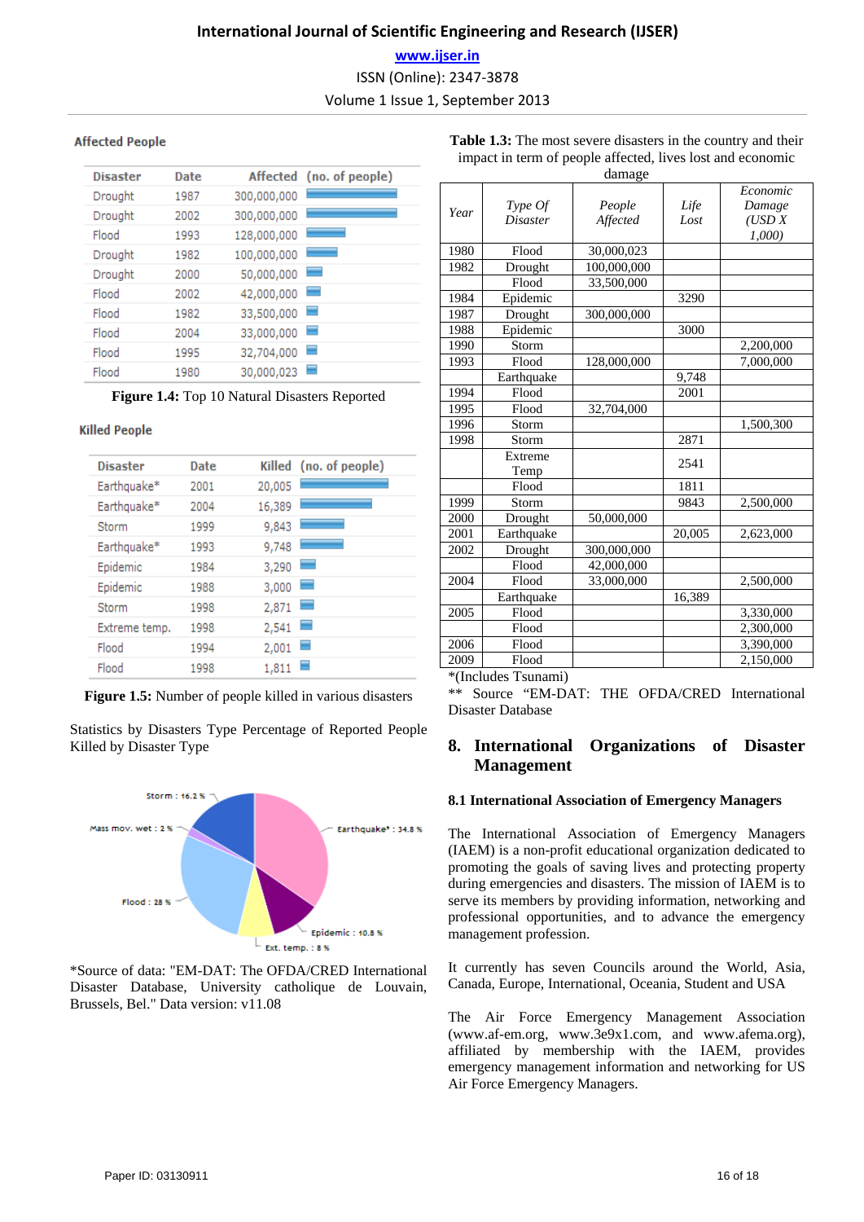**Affected People**

| Disaster | Date | Affected (no. of people) |
|---|---|---|
| Drought | 1987 | 300,000,000 |
| Drought | 2002 | 300,000,000 |
| Flood | 1993 | 128,000,000 |
| Drought | 1982 | 100,000,000 |
| Drought | 2000 | 50,000,000 |
| Flood | 2002 | 42,000,000 |
| Flood | 1982 | 33,500,000 |
| Flood | 2004 | 33,000,000 |
| Flood | 1995 | 32,704,000 |
| Flood | 1980 | 30,000,023 |

**Figure 1.4:** Top 10 Natural Disasters Reported

**Killed People**

| Disaster | Date | Killed (no. of people) |
|---|---|---|
| Earthquake* | 2001 | 20,005 |
| Earthquake* | 2004 | 16,389 |
| Storm | 1999 | 9,843 |
| Earthquake* | 1993 | 9,748 |
| Epidemic | 1984 | 3,290 |
| Epidemic | 1988 | 3,000 |
| Storm | 1998 | 2,871 |
| Extreme temp. | 1998 | 2,541 |
| Flood | 1994 | 2,001 |
| Flood | 1998 | 1,811 |

**Figure 1.5:** Number of people killed in various disasters

Statistics by Disasters Type Percentage of Reported People Killed by Disaster Type

Storm : 16.2 %; Mass mov. wet : 2 %; Earthquake* : 34.8 %; Flood : 28 %; Epidemic : 10.8 %; Ext. temp. : 8 %

*Source of data: "EM-DAT: The OFDA/CRED International Disaster Database, University catholique de Louvain, Brussels, Bel." Data version: v11.08

**Table 1.3:** The most severe disasters in the country and their impact in term of people affected, lives lost and economic damage

| *Year* | *Type Of Disaster* | *People Affected* | *Life Lost* | *Economic Damage (USD X 1,000)* |
|---|---|---|---|---|
| 1980 | Flood | 30,000,023 | | |
| 1982 | Drought | 100,000,000 | | |
| | Flood | 33,500,000 | | |
| 1984 | Epidemic | | 3290 | |
| 1987 | Drought | 300,000,000 | | |
| 1988 | Epidemic | | 3000 | |
| 1990 | Storm | | | 2,200,000 |
| 1993 | Flood | 128,000,000 | | 7,000,000 |
| | Earthquake | | 9,748 | |
| 1994 | Flood | | 2001 | |
| 1995 | Flood | 32,704,000 | | |
| 1996 | Storm | | | 1,500,300 |
| 1998 | Storm | | 2871 | |
| | Extreme Temp | | 2541 | |
| | Flood | | 1811 | |
| 1999 | Storm | | 9843 | 2,500,000 |
| 2000 | Drought | 50,000,000 | | |
| 2001 | Earthquake | | 20,005 | 2,623,000 |
| 2002 | Drought | 300,000,000 | | |
| | Flood | 42,000,000 | | |
| 2004 | Flood | 33,000,000 | | 2,500,000 |
| | Earthquake | | 16,389 | |
| 2005 | Flood | | | 3,330,000 |
| | Flood | | | 2,300,000 |
| 2006 | Flood | | | 3,390,000 |
| 2009 | Flood | | | 2,150,000 |

*(Includes Tsunami)

** Source "EM-DAT: THE OFDA/CRED International Disaster Database

## 8. International Organizations of Disaster Management

### 8.1 International Association of Emergency Managers

The International Association of Emergency Managers (IAEM) is a non-profit educational organization dedicated to promoting the goals of saving lives and protecting property during emergencies and disasters. The mission of IAEM is to serve its members by providing information, networking and professional opportunities, and to advance the emergency management profession.

It currently has seven Councils around the World, Asia, Canada, Europe, International, Oceania, Student and USA

The Air Force Emergency Management Association (www.af-em.org, www.3e9x1.com, and www.afema.org), affiliated by membership with the IAEM, provides emergency management information and networking for US Air Force Emergency Managers.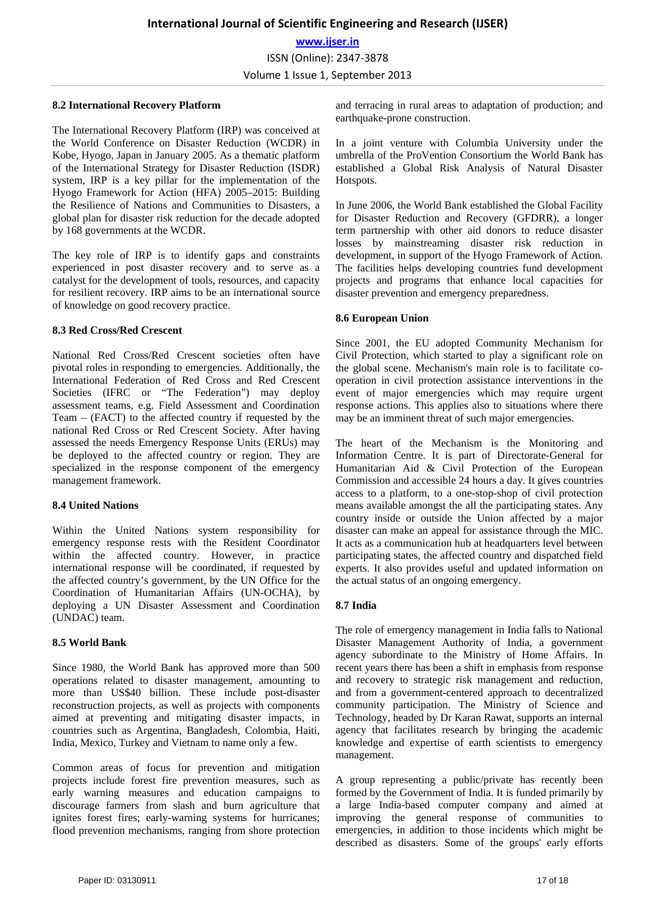### 8.2 International Recovery Platform

The International Recovery Platform (IRP) was conceived at the World Conference on Disaster Reduction (WCDR) in Kobe, Hyogo, Japan in January 2005. As a thematic platform of the International Strategy for Disaster Reduction (ISDR) system, IRP is a key pillar for the implementation of the Hyogo Framework for Action (HFA) 2005–2015: Building the Resilience of Nations and Communities to Disasters, a global plan for disaster risk reduction for the decade adopted by 168 governments at the WCDR.

The key role of IRP is to identify gaps and constraints experienced in post disaster recovery and to serve as a catalyst for the development of tools, resources, and capacity for resilient recovery. IRP aims to be an international source of knowledge on good recovery practice.

### 8.3 Red Cross/Red Crescent

National Red Cross/Red Crescent societies often have pivotal roles in responding to emergencies. Additionally, the International Federation of Red Cross and Red Crescent Societies (IFRC or "The Federation") may deploy assessment teams, e.g. Field Assessment and Coordination Team – (FACT) to the affected country if requested by the national Red Cross or Red Crescent Society. After having assessed the needs Emergency Response Units (ERUs) may be deployed to the affected country or region. They are specialized in the response component of the emergency management framework.

### 8.4 United Nations

Within the United Nations system responsibility for emergency response rests with the Resident Coordinator within the affected country. However, in practice international response will be coordinated, if requested by the affected country's government, by the UN Office for the Coordination of Humanitarian Affairs (UN-OCHA), by deploying a UN Disaster Assessment and Coordination (UNDAC) team.

### 8.5 World Bank

Since 1980, the World Bank has approved more than 500 operations related to disaster management, amounting to more than US$40 billion. These include post-disaster reconstruction projects, as well as projects with components aimed at preventing and mitigating disaster impacts, in countries such as Argentina, Bangladesh, Colombia, Haiti, India, Mexico, Turkey and Vietnam to name only a few.

Common areas of focus for prevention and mitigation projects include forest fire prevention measures, such as early warning measures and education campaigns to discourage farmers from slash and burn agriculture that ignites forest fires; early-warning systems for hurricanes; flood prevention mechanisms, ranging from shore protection and terracing in rural areas to adaptation of production; and earthquake-prone construction.

In a joint venture with Columbia University under the umbrella of the ProVention Consortium the World Bank has established a Global Risk Analysis of Natural Disaster Hotspots.

In June 2006, the World Bank established the Global Facility for Disaster Reduction and Recovery (GFDRR), a longer term partnership with other aid donors to reduce disaster losses by mainstreaming disaster risk reduction in development, in support of the Hyogo Framework of Action. The facilities helps developing countries fund development projects and programs that enhance local capacities for disaster prevention and emergency preparedness.

### 8.6 European Union

Since 2001, the EU adopted Community Mechanism for Civil Protection, which started to play a significant role on the global scene. Mechanism's main role is to facilitate co-operation in civil protection assistance interventions in the event of major emergencies which may require urgent response actions. This applies also to situations where there may be an imminent threat of such major emergencies.

The heart of the Mechanism is the Monitoring and Information Centre. It is part of Directorate-General for Humanitarian Aid & Civil Protection of the European Commission and accessible 24 hours a day. It gives countries access to a platform, to a one-stop-shop of civil protection means available amongst the all the participating states. Any country inside or outside the Union affected by a major disaster can make an appeal for assistance through the MIC. It acts as a communication hub at headquarters level between participating states, the affected country and dispatched field experts. It also provides useful and updated information on the actual status of an ongoing emergency.

### 8.7 India

The role of emergency management in India falls to National Disaster Management Authority of India, a government agency subordinate to the Ministry of Home Affairs. In recent years there has been a shift in emphasis from response and recovery to strategic risk management and reduction, and from a government-centered approach to decentralized community participation. The Ministry of Science and Technology, headed by Dr Karan Rawat, supports an internal agency that facilitates research by bringing the academic knowledge and expertise of earth scientists to emergency management.

A group representing a public/private has recently been formed by the Government of India. It is funded primarily by a large India-based computer company and aimed at improving the general response of communities to emergencies, in addition to those incidents which might be described as disasters. Some of the groups' early efforts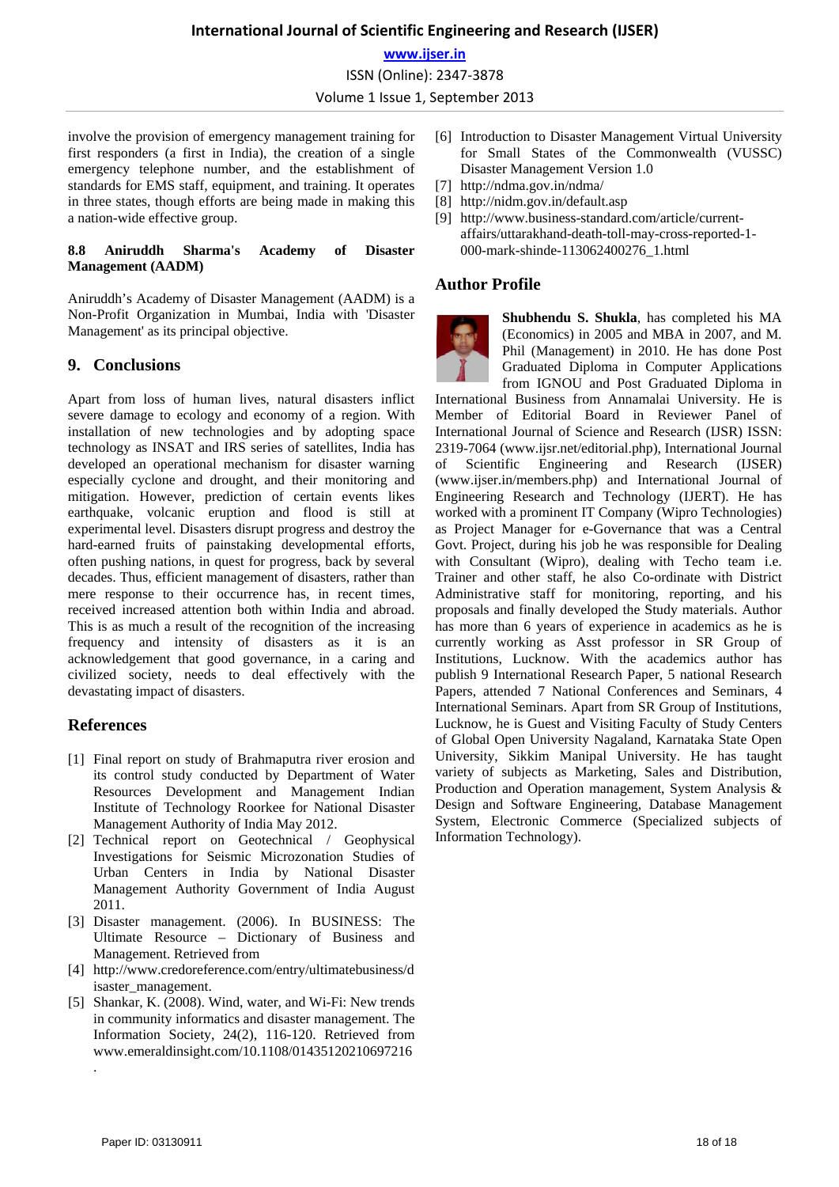involve the provision of emergency management training for first responders (a first in India), the creation of a single emergency telephone number, and the establishment of standards for EMS staff, equipment, and training. It operates in three states, though efforts are being made in making this a nation-wide effective group.

#### 8.8 Aniruddh Sharma's Academy of Disaster Management (AADM)

Aniruddh's Academy of Disaster Management (AADM) is a Non-Profit Organization in Mumbai, India with 'Disaster Management' as its principal objective.

## 9. Conclusions

Apart from loss of human lives, natural disasters inflict severe damage to ecology and economy of a region. With installation of new technologies and by adopting space technology as INSAT and IRS series of satellites, India has developed an operational mechanism for disaster warning especially cyclone and drought, and their monitoring and mitigation. However, prediction of certain events likes earthquake, volcanic eruption and flood is still at experimental level. Disasters disrupt progress and destroy the hard-earned fruits of painstaking developmental efforts, often pushing nations, in quest for progress, back by several decades. Thus, efficient management of disasters, rather than mere response to their occurrence has, in recent times, received increased attention both within India and abroad. This is as much a result of the recognition of the increasing frequency and intensity of disasters as it is an acknowledgement that good governance, in a caring and civilized society, needs to deal effectively with the devastating impact of disasters.

## References

[1] Final report on study of Brahmaputra river erosion and its control study conducted by Department of Water Resources Development and Management Indian Institute of Technology Roorkee for National Disaster Management Authority of India May 2012.

[2] Technical report on Geotechnical / Geophysical Investigations for Seismic Microzonation Studies of Urban Centers in India by National Disaster Management Authority Government of India August 2011.

[3] Disaster management. (2006). In BUSINESS: The Ultimate Resource – Dictionary of Business and Management. Retrieved from

[4] http://www.credoreference.com/entry/ultimatebusiness/disaster_management.

[5] Shankar, K. (2008). Wind, water, and Wi-Fi: New trends in community informatics and disaster management. The Information Society, 24(2), 116-120. Retrieved from www.emeraldinsight.com/10.1108/01435120210697216 .

[6] Introduction to Disaster Management Virtual University for Small States of the Commonwealth (VUSSC) Disaster Management Version 1.0

[7] http://ndma.gov.in/ndma/

[8] http://nidm.gov.in/default.asp

[9] http://www.business-standard.com/article/current-affairs/uttarakhand-death-toll-may-cross-reported-1-000-mark-shinde-113062400276_1.html

## Author Profile

**Shubhendu S. Shukla**, has completed his MA (Economics) in 2005 and MBA in 2007, and M. Phil (Management) in 2010. He has done Post Graduated Diploma in Computer Applications from IGNOU and Post Graduated Diploma in International Business from Annamalai University. He is Member of Editorial Board in Reviewer Panel of International Journal of Science and Research (IJSR) ISSN: 2319-7064 (www.ijsr.net/editorial.php), International Journal of Scientific Engineering and Research (IJSER) (www.ijser.in/members.php) and International Journal of Engineering Research and Technology (IJERT). He has worked with a prominent IT Company (Wipro Technologies) as Project Manager for e-Governance that was a Central Govt. Project, during his job he was responsible for Dealing with Consultant (Wipro), dealing with Techo team i.e. Trainer and other staff, he also Co-ordinate with District Administrative staff for monitoring, reporting, and his proposals and finally developed the Study materials. Author has more than 6 years of experience in academics as he is currently working as Asst professor in SR Group of Institutions, Lucknow. With the academics author has publish 9 International Research Paper, 5 national Research Papers, attended 7 National Conferences and Seminars, 4 International Seminars. Apart from SR Group of Institutions, Lucknow, he is Guest and Visiting Faculty of Study Centers of Global Open University Nagaland, Karnataka State Open University, Sikkim Manipal University. He has taught variety of subjects as Marketing, Sales and Distribution, Production and Operation management, System Analysis & Design and Software Engineering, Database Management System, Electronic Commerce (Specialized subjects of Information Technology).